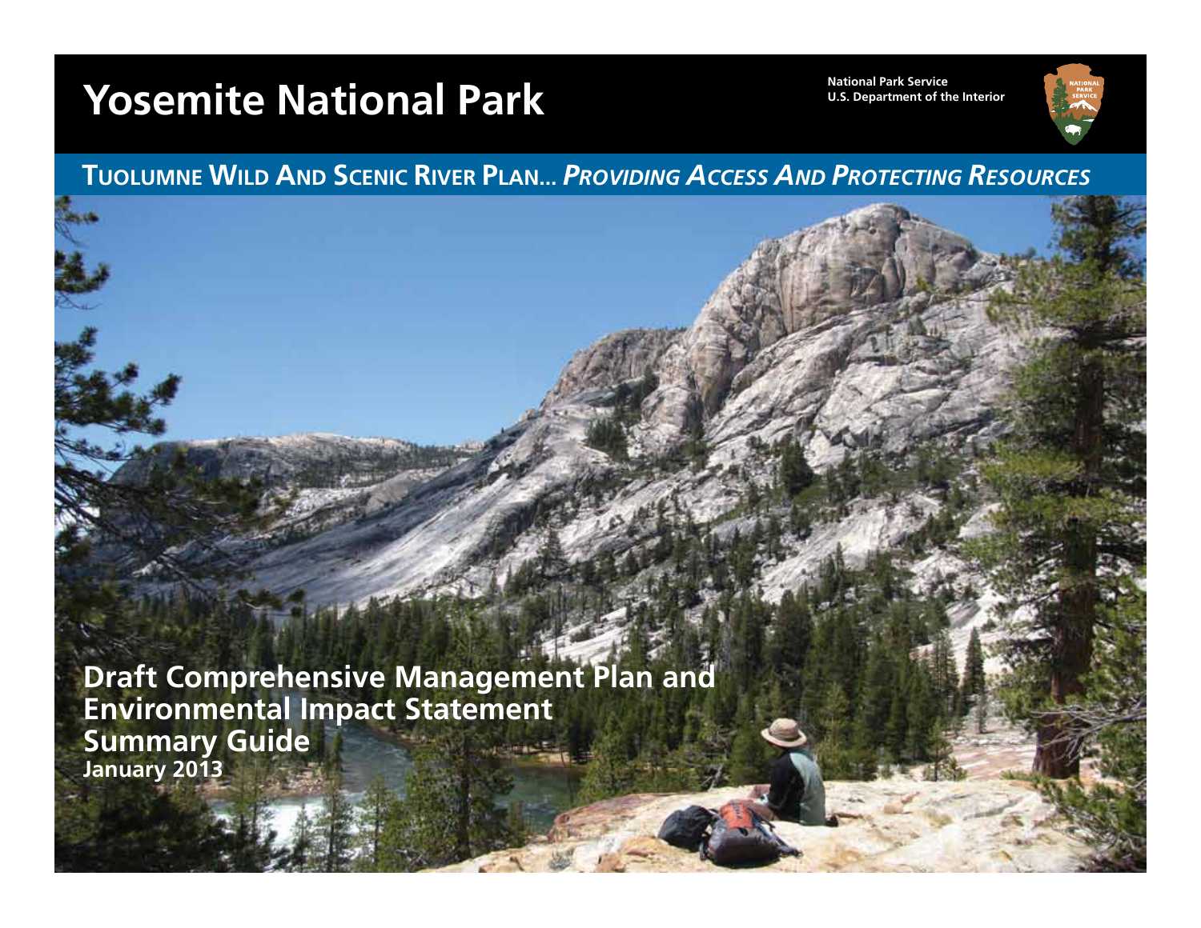# Yosemite National Park

National Park Service
U.S. Department of the Interior

## Tuolumne Wild and Scenic River Plan... *Providing Access and Protecting Resources*

**Draft Comprehensive Management Plan and Environmental Impact Statement Summary Guide**

**January 2013**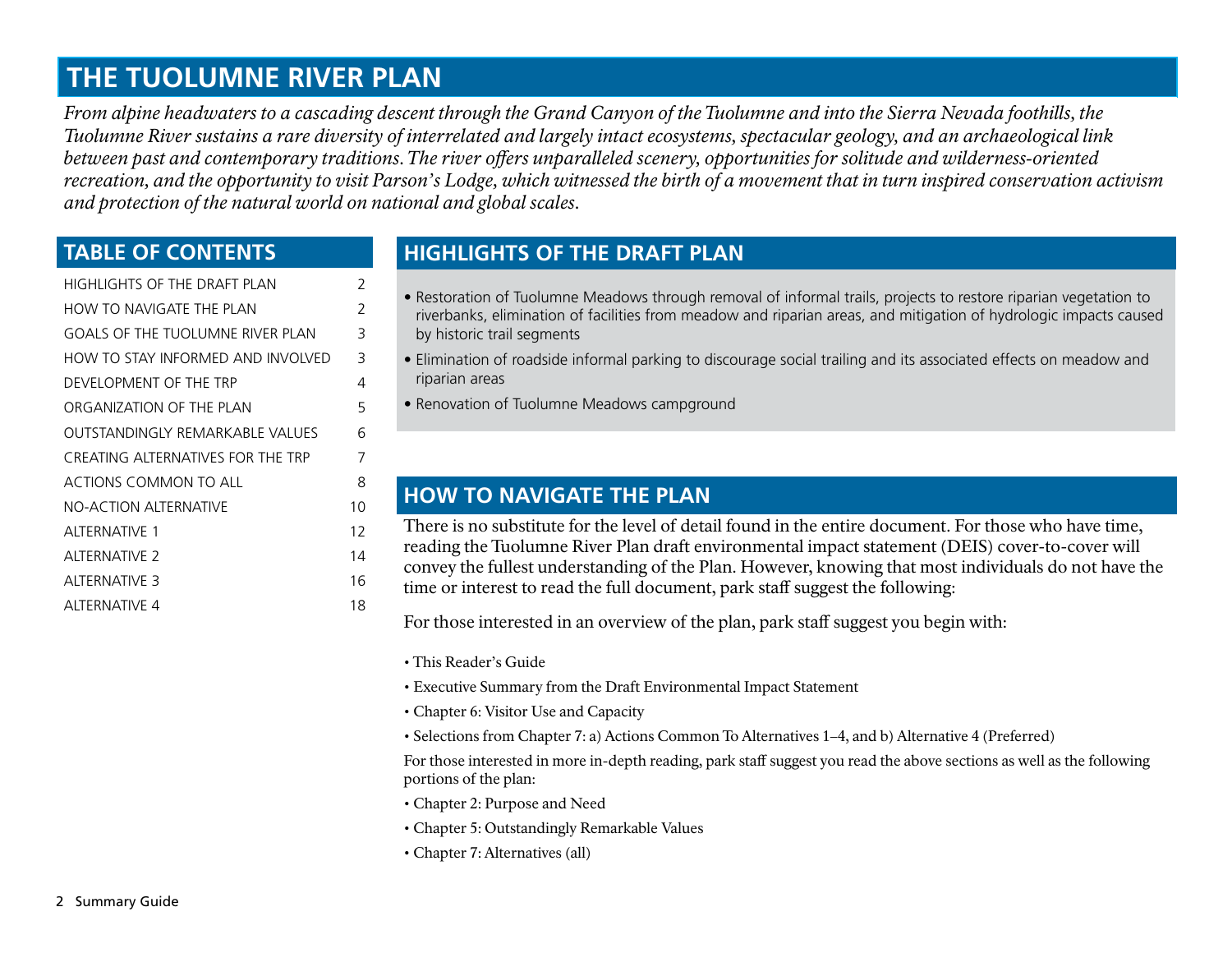# THE TUOLUMNE RIVER PLAN

*From alpine headwaters to a cascading descent through the Grand Canyon of the Tuolumne and into the Sierra Nevada foothills, the Tuolumne River sustains a rare diversity of interrelated and largely intact ecosystems, spectacular geology, and an archaeological link between past and contemporary traditions. The river offers unparalleled scenery, opportunities for solitude and wilderness-oriented recreation, and the opportunity to visit Parson's Lodge, which witnessed the birth of a movement that in turn inspired conservation activism and protection of the natural world on national and global scales.*

## TABLE OF CONTENTS

| | |
|---|---|
| HIGHLIGHTS OF THE DRAFT PLAN | 2 |
| HOW TO NAVIGATE THE PLAN | 2 |
| GOALS OF THE TUOLUMNE RIVER PLAN | 3 |
| HOW TO STAY INFORMED AND INVOLVED | 3 |
| DEVELOPMENT OF THE TRP | 4 |
| ORGANIZATION OF THE PLAN | 5 |
| OUTSTANDINGLY REMARKABLE VALUES | 6 |
| CREATING ALTERNATIVES FOR THE TRP | 7 |
| ACTIONS COMMON TO ALL | 8 |
| NO-ACTION ALTERNATIVE | 10 |
| ALTERNATIVE 1 | 12 |
| ALTERNATIVE 2 | 14 |
| ALTERNATIVE 3 | 16 |
| ALTERNATIVE 4 | 18 |

## HIGHLIGHTS OF THE DRAFT PLAN

- Restoration of Tuolumne Meadows through removal of informal trails, projects to restore riparian vegetation to riverbanks, elimination of facilities from meadow and riparian areas, and mitigation of hydrologic impacts caused by historic trail segments
- Elimination of roadside informal parking to discourage social trailing and its associated effects on meadow and riparian areas
- Renovation of Tuolumne Meadows campground

## HOW TO NAVIGATE THE PLAN

There is no substitute for the level of detail found in the entire document. For those who have time, reading the Tuolumne River Plan draft environmental impact statement (DEIS) cover-to-cover will convey the fullest understanding of the Plan. However, knowing that most individuals do not have the time or interest to read the full document, park staff suggest the following:

For those interested in an overview of the plan, park staff suggest you begin with:

- This Reader's Guide
- Executive Summary from the Draft Environmental Impact Statement
- Chapter 6: Visitor Use and Capacity
- Selections from Chapter 7: a) Actions Common To Alternatives 1–4, and b) Alternative 4 (Preferred)

For those interested in more in-depth reading, park staff suggest you read the above sections as well as the following portions of the plan:

- Chapter 2: Purpose and Need
- Chapter 5: Outstandingly Remarkable Values
- Chapter 7: Alternatives (all)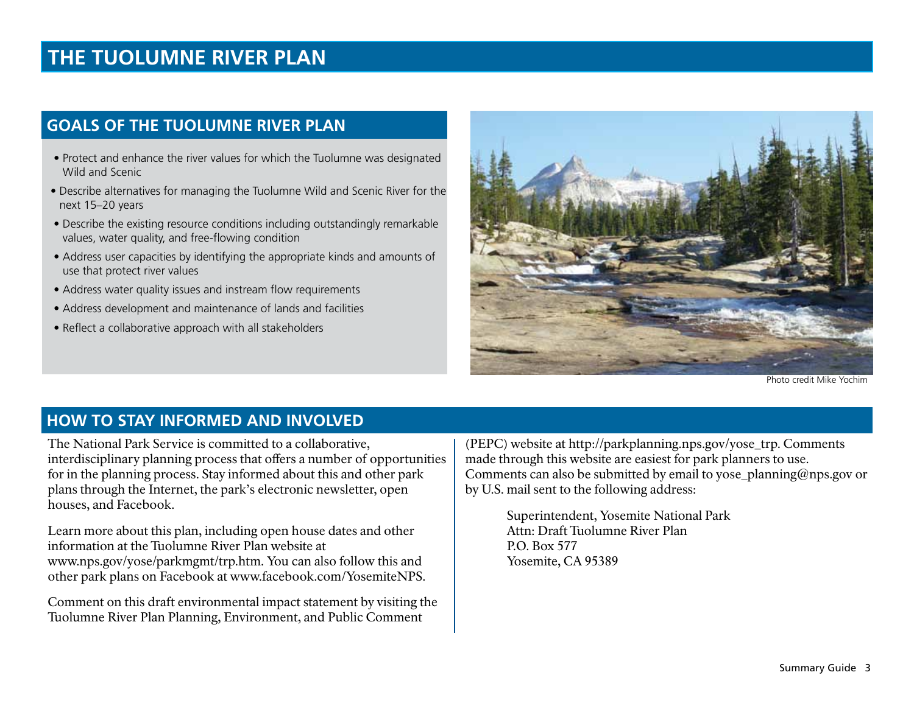# THE TUOLUMNE RIVER PLAN

## GOALS OF THE TUOLUMNE RIVER PLAN

- Protect and enhance the river values for which the Tuolumne was designated Wild and Scenic
- Describe alternatives for managing the Tuolumne Wild and Scenic River for the next 15–20 years
- Describe the existing resource conditions including outstandingly remarkable values, water quality, and free-flowing condition
- Address user capacities by identifying the appropriate kinds and amounts of use that protect river values
- Address water quality issues and instream flow requirements
- Address development and maintenance of lands and facilities
- Reflect a collaborative approach with all stakeholders

Photo credit Mike Yochim

## HOW TO STAY INFORMED AND INVOLVED

The National Park Service is committed to a collaborative, interdisciplinary planning process that offers a number of opportunities for in the planning process. Stay informed about this and other park plans through the Internet, the park's electronic newsletter, open houses, and Facebook.

Learn more about this plan, including open house dates and other information at the Tuolumne River Plan website at www.nps.gov/yose/parkmgmt/trp.htm. You can also follow this and other park plans on Facebook at www.facebook.com/YosemiteNPS.

Comment on this draft environmental impact statement by visiting the Tuolumne River Plan Planning, Environment, and Public Comment (PEPC) website at http://parkplanning.nps.gov/yose_trp. Comments made through this website are easiest for park planners to use. Comments can also be submitted by email to yose_planning@nps.gov or by U.S. mail sent to the following address:

Superintendent, Yosemite National Park
Attn: Draft Tuolumne River Plan
P.O. Box 577
Yosemite, CA 95389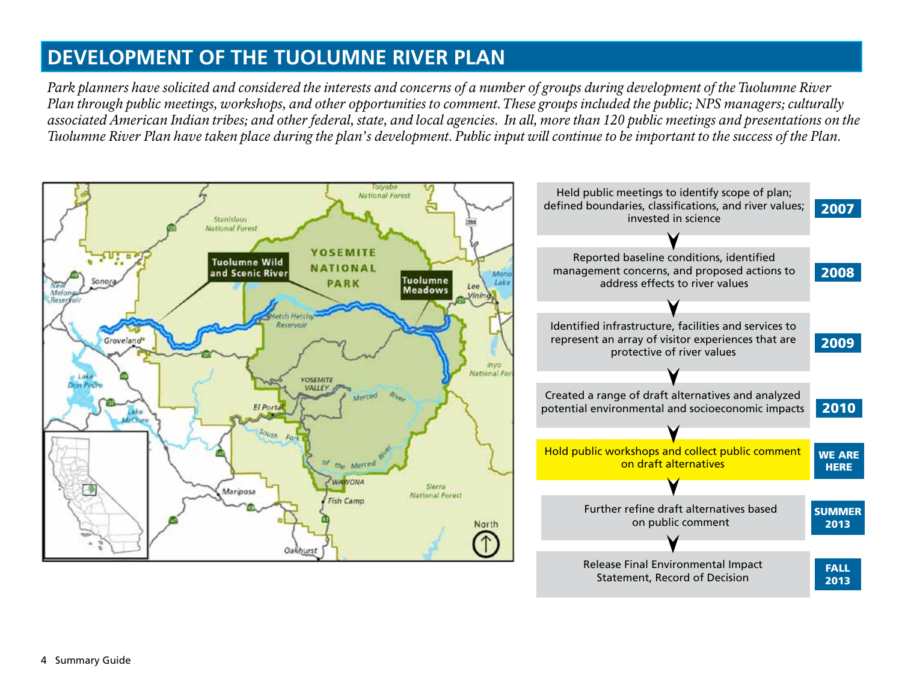# DEVELOPMENT OF THE TUOLUMNE RIVER PLAN

*Park planners have solicited and considered the interests and concerns of a number of groups during development of the Tuolumne River Plan through public meetings, workshops, and other opportunities to comment. These groups included the public; NPS managers; culturally associated American Indian tribes; and other federal, state, and local agencies. In all, more than 120 public meetings and presentations on the Tuolumne River Plan have taken place during the plan's development. Public input will continue to be important to the success of the Plan.*

| Step | Date |
| --- | --- |
| Held public meetings to identify scope of plan; defined boundaries, classifications, and river values; invested in science | **2007** |
| Reported baseline conditions, identified management concerns, and proposed actions to address effects to river values | **2008** |
| Identified infrastructure, facilities and services to represent an array of visitor experiences that are protective of river values | **2009** |
| Created a range of draft alternatives and analyzed potential environmental and socioeconomic impacts | **2010** |
| Hold public workshops and collect public comment on draft alternatives | **WE ARE HERE** |
| Further refine draft alternatives based on public comment | **SUMMER 2013** |
| Release Final Environmental Impact Statement, Record of Decision | **FALL 2013** |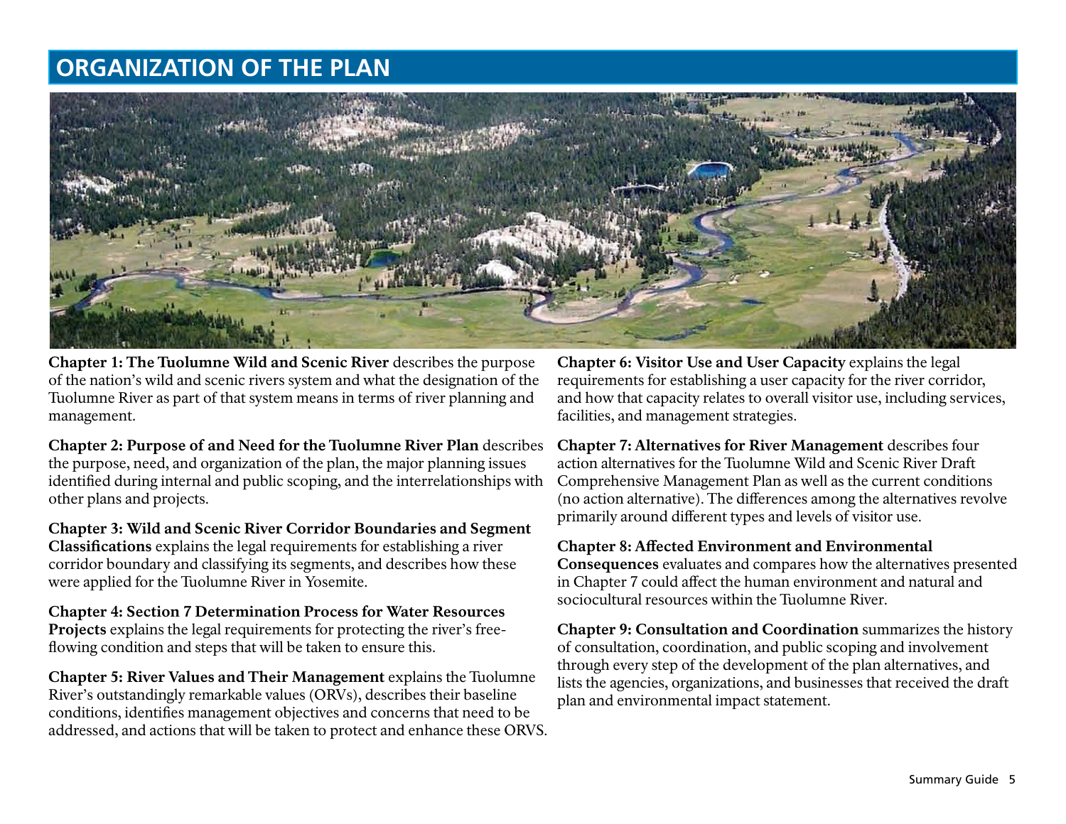# ORGANIZATION OF THE PLAN

**Chapter 1: The Tuolumne Wild and Scenic River** describes the purpose of the nation's wild and scenic rivers system and what the designation of the Tuolumne River as part of that system means in terms of river planning and management.

**Chapter 2: Purpose of and Need for the Tuolumne River Plan** describes the purpose, need, and organization of the plan, the major planning issues identified during internal and public scoping, and the interrelationships with other plans and projects.

**Chapter 3: Wild and Scenic River Corridor Boundaries and Segment Classifications** explains the legal requirements for establishing a river corridor boundary and classifying its segments, and describes how these were applied for the Tuolumne River in Yosemite.

**Chapter 4: Section 7 Determination Process for Water Resources Projects** explains the legal requirements for protecting the river's free-flowing condition and steps that will be taken to ensure this.

**Chapter 5: River Values and Their Management** explains the Tuolumne River's outstandingly remarkable values (ORVs), describes their baseline conditions, identifies management objectives and concerns that need to be addressed, and actions that will be taken to protect and enhance these ORVS.

**Chapter 6: Visitor Use and User Capacity** explains the legal requirements for establishing a user capacity for the river corridor, and how that capacity relates to overall visitor use, including services, facilities, and management strategies.

**Chapter 7: Alternatives for River Management** describes four action alternatives for the Tuolumne Wild and Scenic River Draft Comprehensive Management Plan as well as the current conditions (no action alternative). The differences among the alternatives revolve primarily around different types and levels of visitor use.

**Chapter 8: Affected Environment and Environmental Consequences** evaluates and compares how the alternatives presented in Chapter 7 could affect the human environment and natural and sociocultural resources within the Tuolumne River.

**Chapter 9: Consultation and Coordination** summarizes the history of consultation, coordination, and public scoping and involvement through every step of the development of the plan alternatives, and lists the agencies, organizations, and businesses that received the draft plan and environmental impact statement.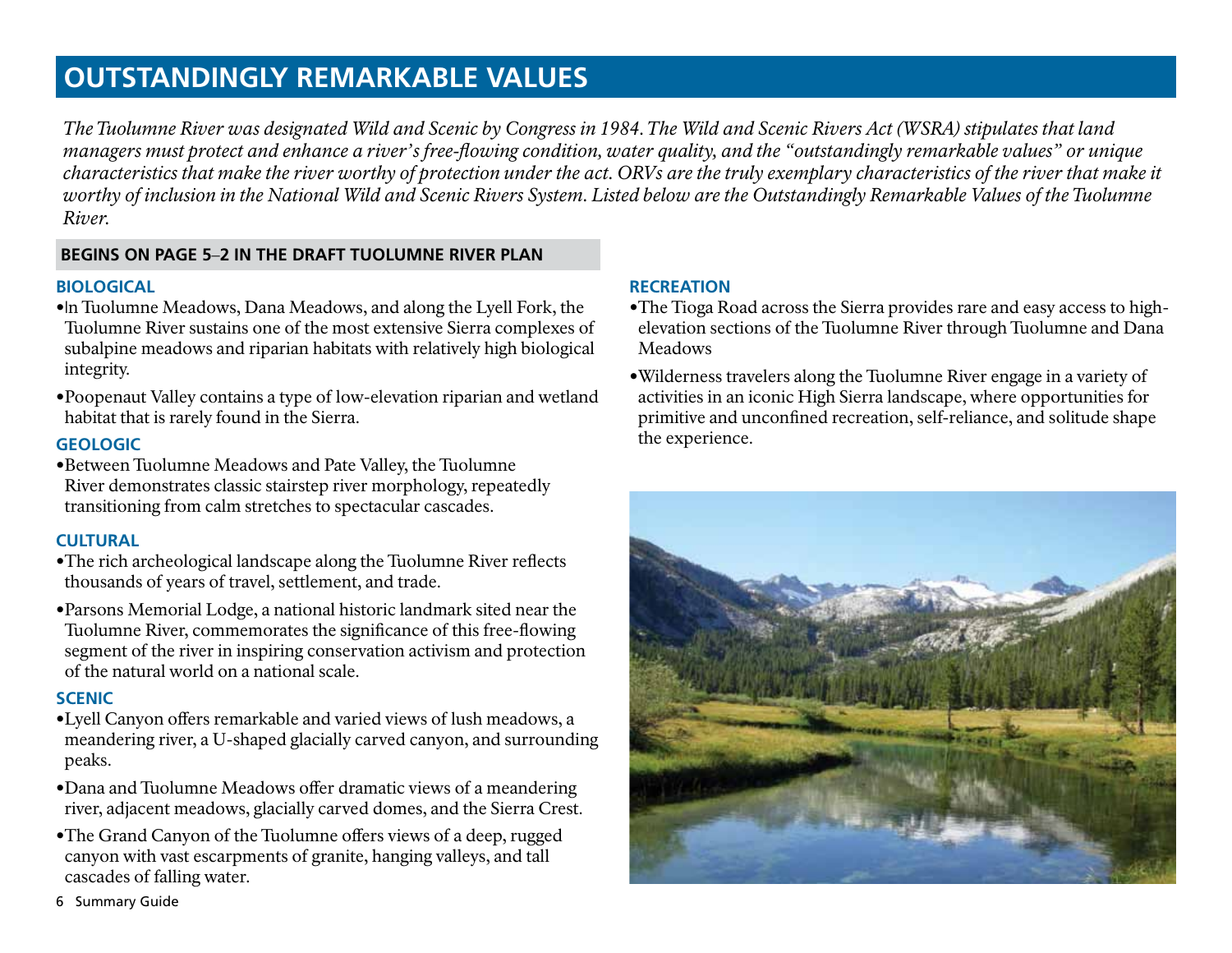# OUTSTANDINGLY REMARKABLE VALUES

*The Tuolumne River was designated Wild and Scenic by Congress in 1984. The Wild and Scenic Rivers Act (WSRA) stipulates that land managers must protect and enhance a river's free-flowing condition, water quality, and the "outstandingly remarkable values" or unique characteristics that make the river worthy of protection under the act. ORVs are the truly exemplary characteristics of the river that make it worthy of inclusion in the National Wild and Scenic Rivers System. Listed below are the Outstandingly Remarkable Values of the Tuolumne River.*

## BEGINS ON PAGE 5–2 IN THE DRAFT TUOLUMNE RIVER PLAN

### BIOLOGICAL

- In Tuolumne Meadows, Dana Meadows, and along the Lyell Fork, the Tuolumne River sustains one of the most extensive Sierra complexes of subalpine meadows and riparian habitats with relatively high biological integrity.
- Poopenaut Valley contains a type of low-elevation riparian and wetland habitat that is rarely found in the Sierra.

### GEOLOGIC

- Between Tuolumne Meadows and Pate Valley, the Tuolumne River demonstrates classic stairstep river morphology, repeatedly transitioning from calm stretches to spectacular cascades.

### CULTURAL

- The rich archeological landscape along the Tuolumne River reflects thousands of years of travel, settlement, and trade.
- Parsons Memorial Lodge, a national historic landmark sited near the Tuolumne River, commemorates the significance of this free-flowing segment of the river in inspiring conservation activism and protection of the natural world on a national scale.

### SCENIC

- Lyell Canyon offers remarkable and varied views of lush meadows, a meandering river, a U-shaped glacially carved canyon, and surrounding peaks.
- Dana and Tuolumne Meadows offer dramatic views of a meandering river, adjacent meadows, glacially carved domes, and the Sierra Crest.
- The Grand Canyon of the Tuolumne offers views of a deep, rugged canyon with vast escarpments of granite, hanging valleys, and tall cascades of falling water.

### RECREATION

- The Tioga Road across the Sierra provides rare and easy access to high-elevation sections of the Tuolumne River through Tuolumne and Dana Meadows
- Wilderness travelers along the Tuolumne River engage in a variety of activities in an iconic High Sierra landscape, where opportunities for primitive and unconfined recreation, self-reliance, and solitude shape the experience.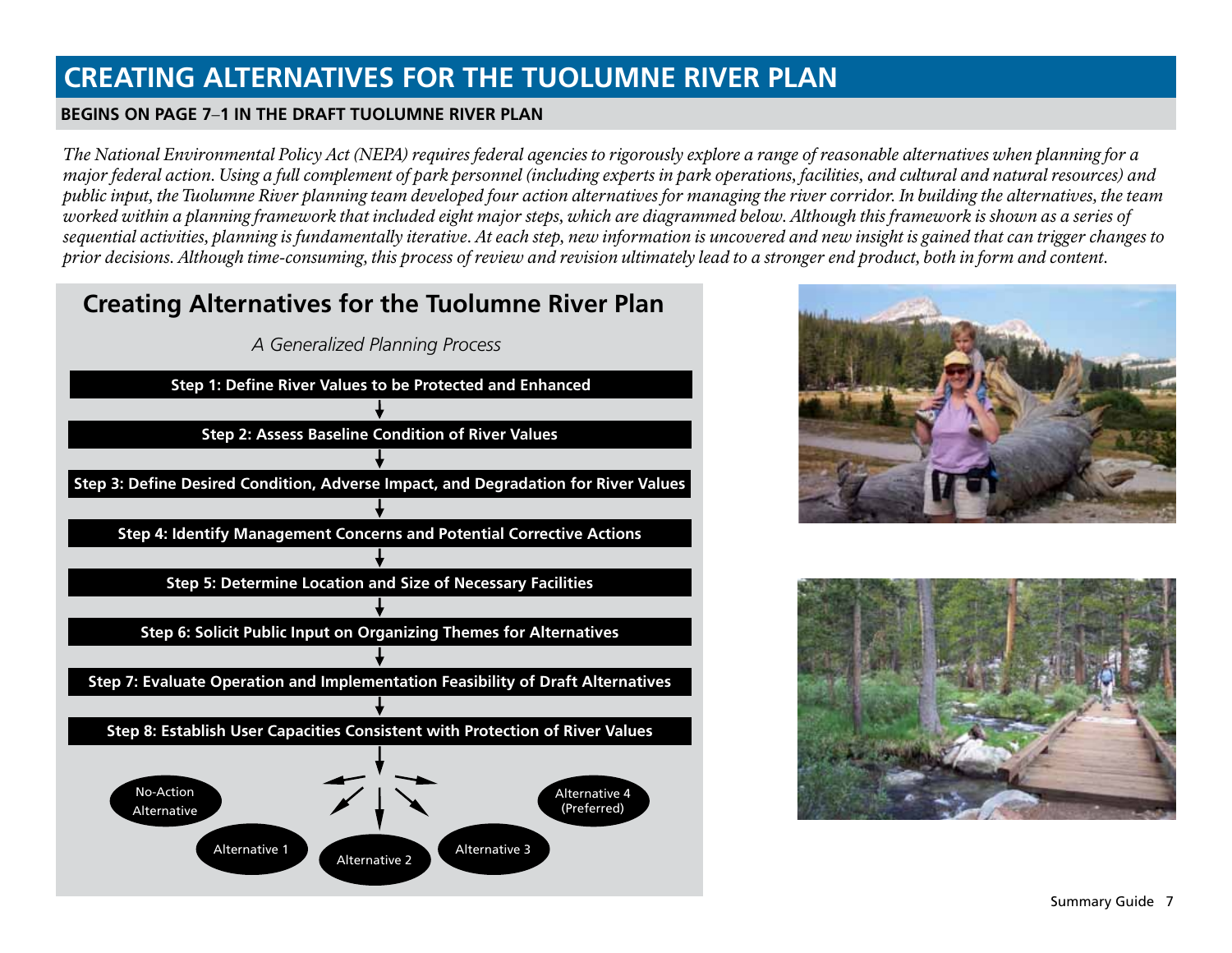# CREATING ALTERNATIVES FOR THE TUOLUMNE RIVER PLAN

**BEGINS ON PAGE 7–1 IN THE DRAFT TUOLUMNE RIVER PLAN**

*The National Environmental Policy Act (NEPA) requires federal agencies to rigorously explore a range of reasonable alternatives when planning for a major federal action. Using a full complement of park personnel (including experts in park operations, facilities, and cultural and natural resources) and public input, the Tuolumne River planning team developed four action alternatives for managing the river corridor. In building the alternatives, the team worked within a planning framework that included eight major steps, which are diagrammed below. Although this framework is shown as a series of sequential activities, planning is fundamentally iterative. At each step, new information is uncovered and new insight is gained that can trigger changes to prior decisions. Although time-consuming, this process of review and revision ultimately lead to a stronger end product, both in form and content.*

## Creating Alternatives for the Tuolumne River Plan

*A Generalized Planning Process*

**Step 1: Define River Values to be Protected and Enhanced**

↓

**Step 2: Assess Baseline Condition of River Values**

↓

**Step 3: Define Desired Condition, Adverse Impact, and Degradation for River Values**

↓

**Step 4: Identify Management Concerns and Potential Corrective Actions**

↓

**Step 5: Determine Location and Size of Necessary Facilities**

↓

**Step 6: Solicit Public Input on Organizing Themes for Alternatives**

↓

**Step 7: Evaluate Operation and Implementation Feasibility of Draft Alternatives**

↓

**Step 8: Establish User Capacities Consistent with Protection of River Values**

↓

- No-Action Alternative
- Alternative 1
- Alternative 2
- Alternative 3
- Alternative 4 (Preferred)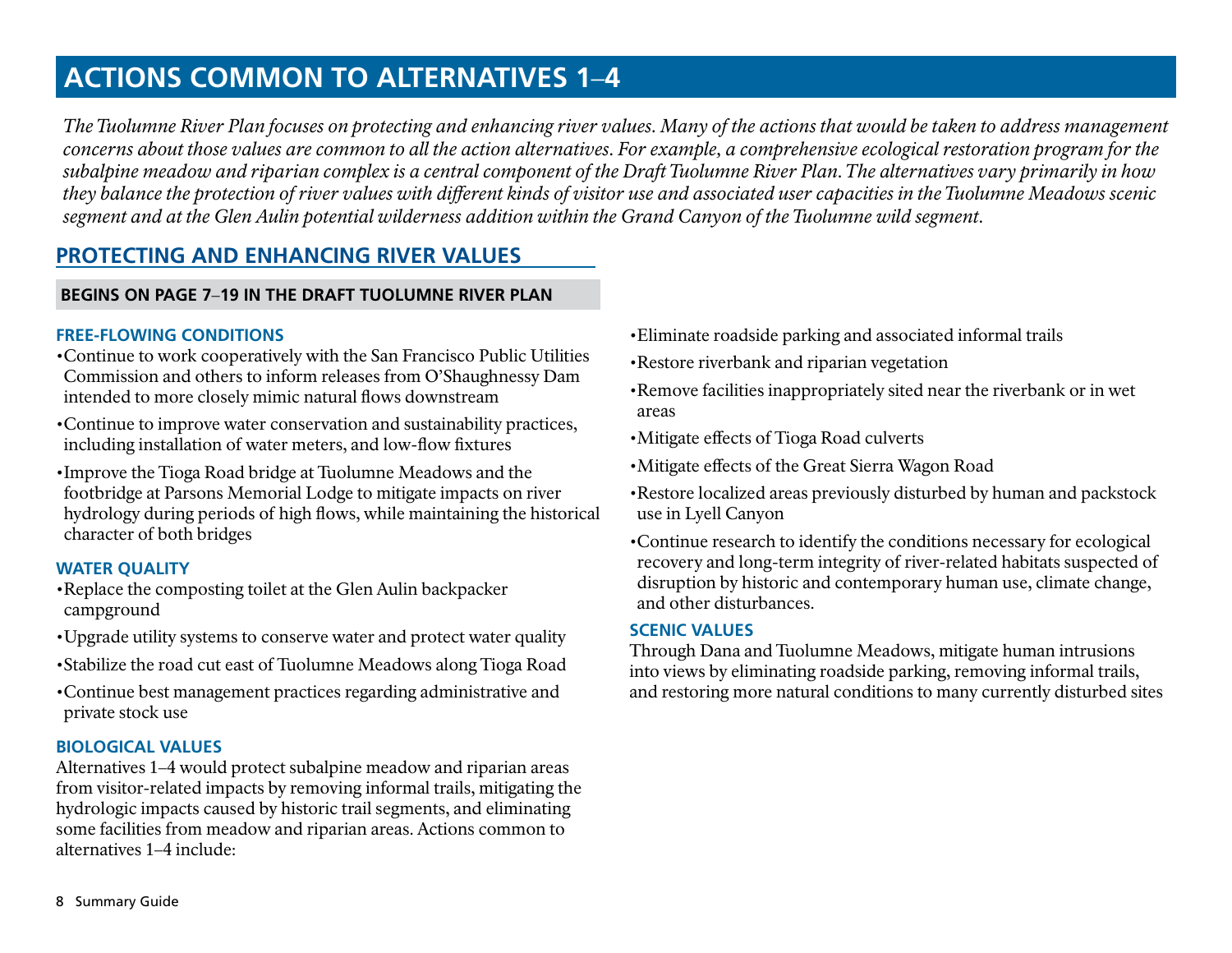# ACTIONS COMMON TO ALTERNATIVES 1–4

*The Tuolumne River Plan focuses on protecting and enhancing river values. Many of the actions that would be taken to address management concerns about those values are common to all the action alternatives. For example, a comprehensive ecological restoration program for the subalpine meadow and riparian complex is a central component of the Draft Tuolumne River Plan. The alternatives vary primarily in how they balance the protection of river values with different kinds of visitor use and associated user capacities in the Tuolumne Meadows scenic segment and at the Glen Aulin potential wilderness addition within the Grand Canyon of the Tuolumne wild segment.*

## PROTECTING AND ENHANCING RIVER VALUES

**BEGINS ON PAGE 7–19 IN THE DRAFT TUOLUMNE RIVER PLAN**

### FREE-FLOWING CONDITIONS

- Continue to work cooperatively with the San Francisco Public Utilities Commission and others to inform releases from O'Shaughnessy Dam intended to more closely mimic natural flows downstream
- Continue to improve water conservation and sustainability practices, including installation of water meters, and low-flow fixtures
- Improve the Tioga Road bridge at Tuolumne Meadows and the footbridge at Parsons Memorial Lodge to mitigate impacts on river hydrology during periods of high flows, while maintaining the historical character of both bridges

### WATER QUALITY

- Replace the composting toilet at the Glen Aulin backpacker campground
- Upgrade utility systems to conserve water and protect water quality
- Stabilize the road cut east of Tuolumne Meadows along Tioga Road
- Continue best management practices regarding administrative and private stock use

### BIOLOGICAL VALUES

Alternatives 1–4 would protect subalpine meadow and riparian areas from visitor-related impacts by removing informal trails, mitigating the hydrologic impacts caused by historic trail segments, and eliminating some facilities from meadow and riparian areas. Actions common to alternatives 1–4 include:

- Eliminate roadside parking and associated informal trails
- Restore riverbank and riparian vegetation
- Remove facilities inappropriately sited near the riverbank or in wet areas
- Mitigate effects of Tioga Road culverts
- Mitigate effects of the Great Sierra Wagon Road
- Restore localized areas previously disturbed by human and packstock use in Lyell Canyon
- Continue research to identify the conditions necessary for ecological recovery and long-term integrity of river-related habitats suspected of disruption by historic and contemporary human use, climate change, and other disturbances.

### SCENIC VALUES

Through Dana and Tuolumne Meadows, mitigate human intrusions into views by eliminating roadside parking, removing informal trails, and restoring more natural conditions to many currently disturbed sites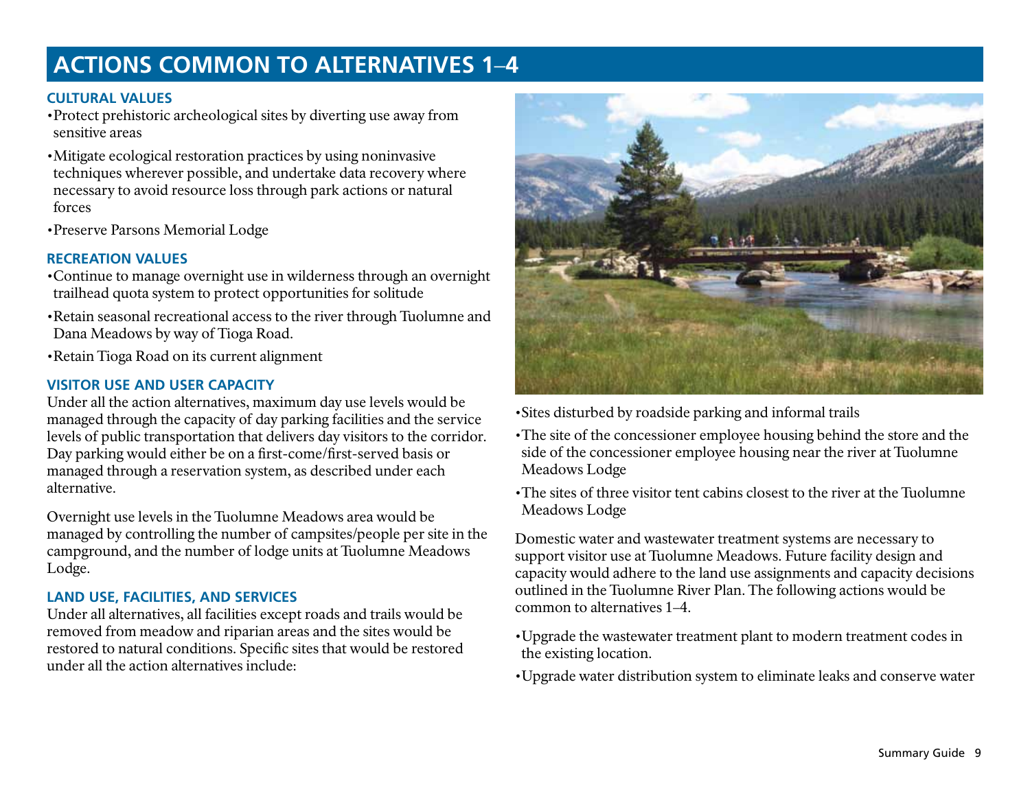# ACTIONS COMMON TO ALTERNATIVES 1–4

## CULTURAL VALUES

- Protect prehistoric archeological sites by diverting use away from sensitive areas
- Mitigate ecological restoration practices by using noninvasive techniques wherever possible, and undertake data recovery where necessary to avoid resource loss through park actions or natural forces
- Preserve Parsons Memorial Lodge

## RECREATION VALUES

- Continue to manage overnight use in wilderness through an overnight trailhead quota system to protect opportunities for solitude
- Retain seasonal recreational access to the river through Tuolumne and Dana Meadows by way of Tioga Road.
- Retain Tioga Road on its current alignment

## VISITOR USE AND USER CAPACITY

Under all the action alternatives, maximum day use levels would be managed through the capacity of day parking facilities and the service levels of public transportation that delivers day visitors to the corridor. Day parking would either be on a first-come/first-served basis or managed through a reservation system, as described under each alternative.

Overnight use levels in the Tuolumne Meadows area would be managed by controlling the number of campsites/people per site in the campground, and the number of lodge units at Tuolumne Meadows Lodge.

## LAND USE, FACILITIES, AND SERVICES

Under all alternatives, all facilities except roads and trails would be removed from meadow and riparian areas and the sites would be restored to natural conditions. Specific sites that would be restored under all the action alternatives include:

- Sites disturbed by roadside parking and informal trails
- The site of the concessioner employee housing behind the store and the side of the concessioner employee housing near the river at Tuolumne Meadows Lodge
- The sites of three visitor tent cabins closest to the river at the Tuolumne Meadows Lodge

Domestic water and wastewater treatment systems are necessary to support visitor use at Tuolumne Meadows. Future facility design and capacity would adhere to the land use assignments and capacity decisions outlined in the Tuolumne River Plan. The following actions would be common to alternatives 1–4.

- Upgrade the wastewater treatment plant to modern treatment codes in the existing location.
- Upgrade water distribution system to eliminate leaks and conserve water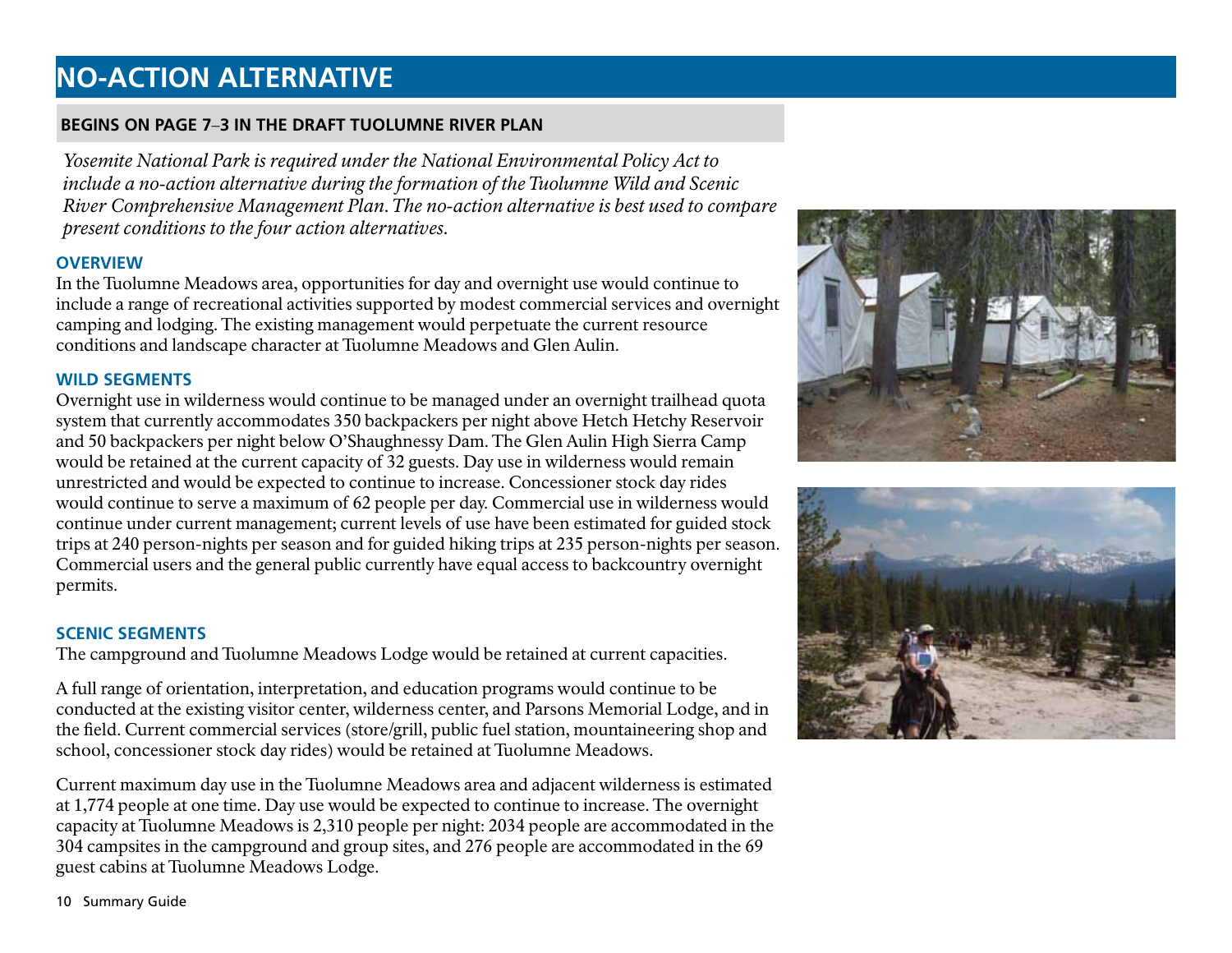# NO-ACTION ALTERNATIVE

**BEGINS ON PAGE 7–3 IN THE DRAFT TUOLUMNE RIVER PLAN**

*Yosemite National Park is required under the National Environmental Policy Act to include a no-action alternative during the formation of the Tuolumne Wild and Scenic River Comprehensive Management Plan. The no-action alternative is best used to compare present conditions to the four action alternatives.*

### OVERVIEW

In the Tuolumne Meadows area, opportunities for day and overnight use would continue to include a range of recreational activities supported by modest commercial services and overnight camping and lodging. The existing management would perpetuate the current resource conditions and landscape character at Tuolumne Meadows and Glen Aulin.

### WILD SEGMENTS

Overnight use in wilderness would continue to be managed under an overnight trailhead quota system that currently accommodates 350 backpackers per night above Hetch Hetchy Reservoir and 50 backpackers per night below O'Shaughnessy Dam. The Glen Aulin High Sierra Camp would be retained at the current capacity of 32 guests. Day use in wilderness would remain unrestricted and would be expected to continue to increase. Concessioner stock day rides would continue to serve a maximum of 62 people per day. Commercial use in wilderness would continue under current management; current levels of use have been estimated for guided stock trips at 240 person-nights per season and for guided hiking trips at 235 person-nights per season. Commercial users and the general public currently have equal access to backcountry overnight permits.

### SCENIC SEGMENTS

The campground and Tuolumne Meadows Lodge would be retained at current capacities.

A full range of orientation, interpretation, and education programs would continue to be conducted at the existing visitor center, wilderness center, and Parsons Memorial Lodge, and in the field. Current commercial services (store/grill, public fuel station, mountaineering shop and school, concessioner stock day rides) would be retained at Tuolumne Meadows.

Current maximum day use in the Tuolumne Meadows area and adjacent wilderness is estimated at 1,774 people at one time. Day use would be expected to continue to increase. The overnight capacity at Tuolumne Meadows is 2,310 people per night: 2034 people are accommodated in the 304 campsites in the campground and group sites, and 276 people are accommodated in the 69 guest cabins at Tuolumne Meadows Lodge.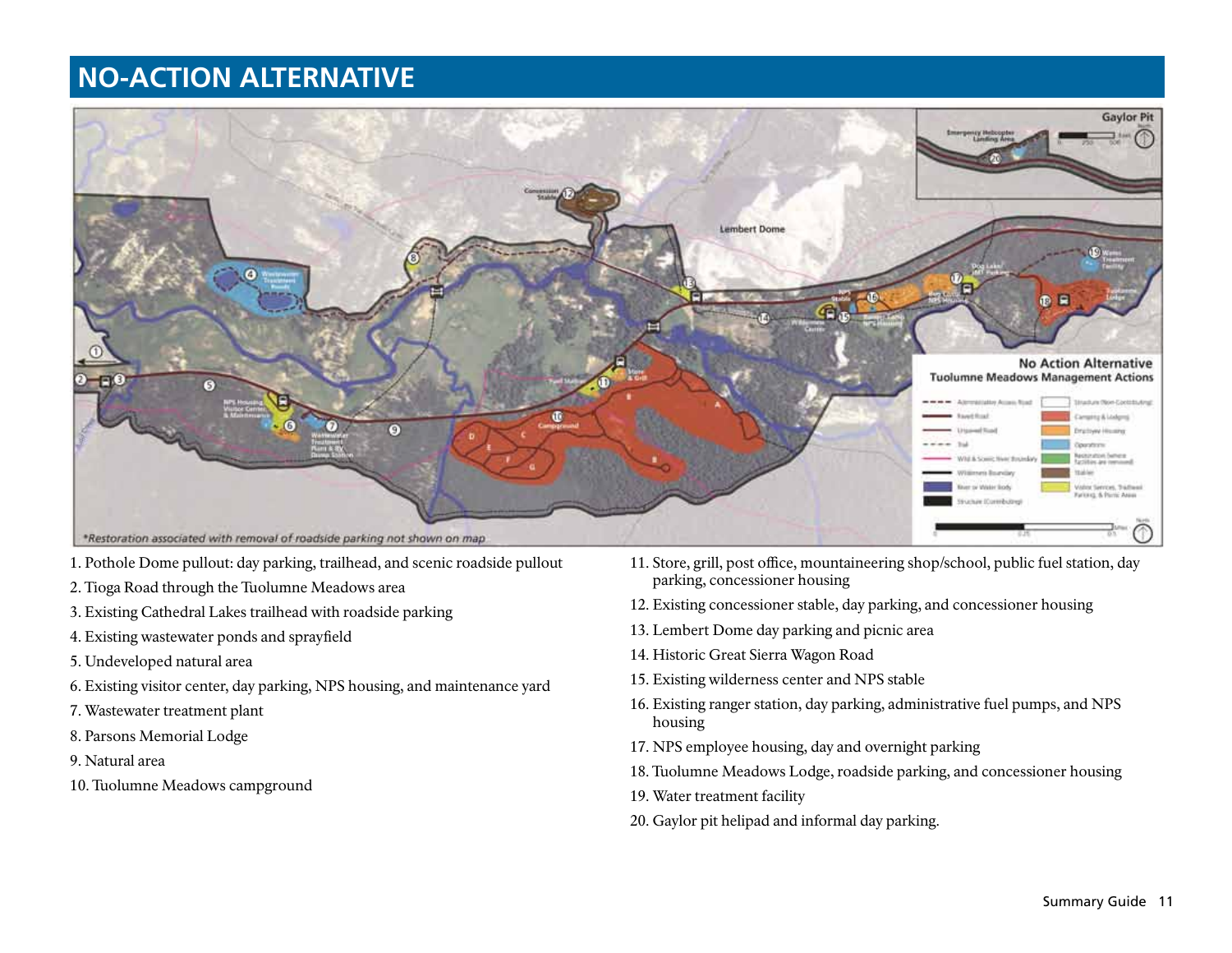# NO-ACTION ALTERNATIVE

*Restoration associated with removal of roadside parking not shown on map

1. Pothole Dome pullout: day parking, trailhead, and scenic roadside pullout
2. Tioga Road through the Tuolumne Meadows area
3. Existing Cathedral Lakes trailhead with roadside parking
4. Existing wastewater ponds and sprayfield
5. Undeveloped natural area
6. Existing visitor center, day parking, NPS housing, and maintenance yard
7. Wastewater treatment plant
8. Parsons Memorial Lodge
9. Natural area
10. Tuolumne Meadows campground
11. Store, grill, post office, mountaineering shop/school, public fuel station, day parking, concessioner housing
12. Existing concessioner stable, day parking, and concessioner housing
13. Lembert Dome day parking and picnic area
14. Historic Great Sierra Wagon Road
15. Existing wilderness center and NPS stable
16. Existing ranger station, day parking, administrative fuel pumps, and NPS housing
17. NPS employee housing, day and overnight parking
18. Tuolumne Meadows Lodge, roadside parking, and concessioner housing
19. Water treatment facility
20. Gaylor pit helipad and informal day parking.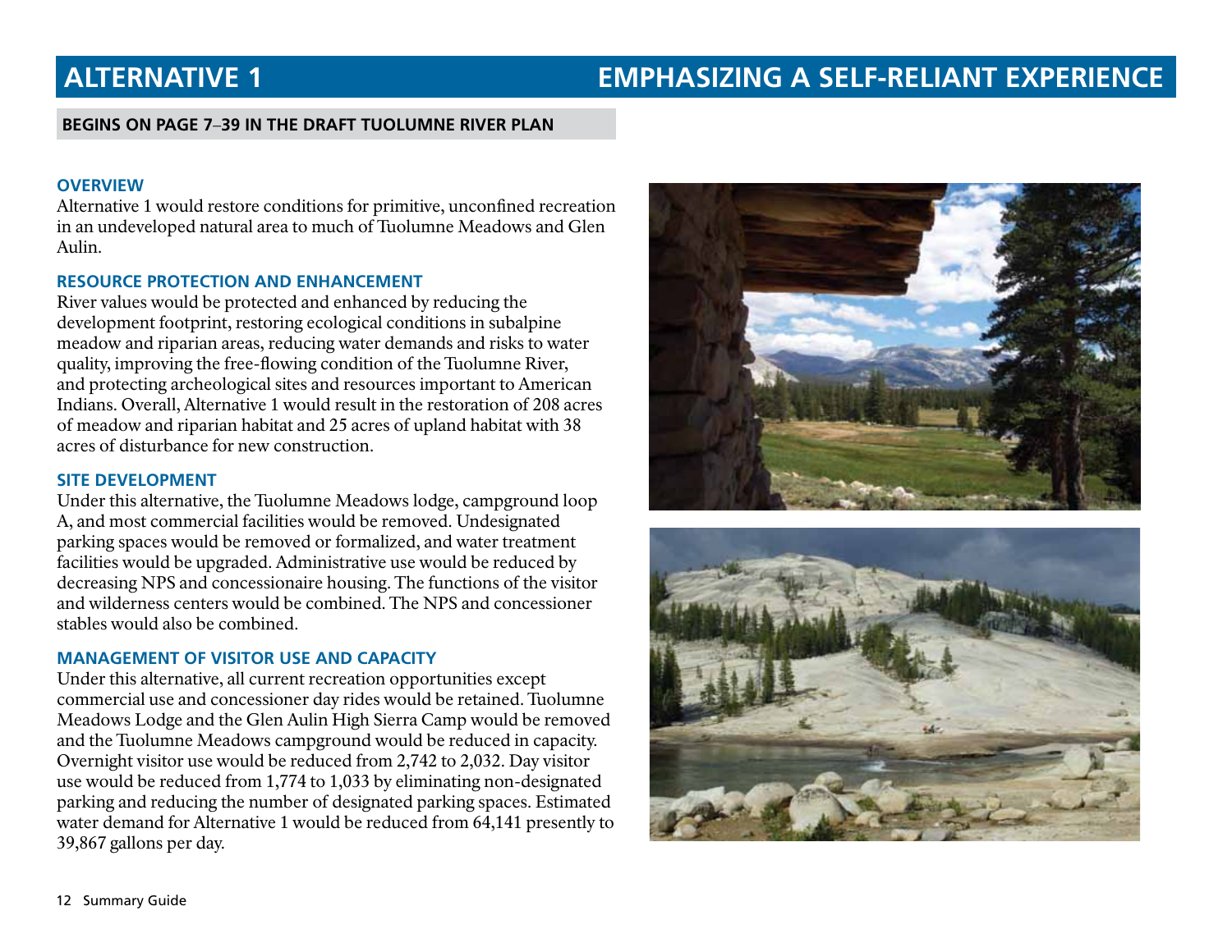# ALTERNATIVE 1 EMPHASIZING A SELF-RELIANT EXPERIENCE

**BEGINS ON PAGE 7–39 IN THE DRAFT TUOLUMNE RIVER PLAN**

## OVERVIEW

Alternative 1 would restore conditions for primitive, unconfined recreation in an undeveloped natural area to much of Tuolumne Meadows and Glen Aulin.

## RESOURCE PROTECTION AND ENHANCEMENT

River values would be protected and enhanced by reducing the development footprint, restoring ecological conditions in subalpine meadow and riparian areas, reducing water demands and risks to water quality, improving the free-flowing condition of the Tuolumne River, and protecting archeological sites and resources important to American Indians. Overall, Alternative 1 would result in the restoration of 208 acres of meadow and riparian habitat and 25 acres of upland habitat with 38 acres of disturbance for new construction.

## SITE DEVELOPMENT

Under this alternative, the Tuolumne Meadows lodge, campground loop A, and most commercial facilities would be removed. Undesignated parking spaces would be removed or formalized, and water treatment facilities would be upgraded. Administrative use would be reduced by decreasing NPS and concessionaire housing. The functions of the visitor and wilderness centers would be combined. The NPS and concessioner stables would also be combined.

## MANAGEMENT OF VISITOR USE AND CAPACITY

Under this alternative, all current recreation opportunities except commercial use and concessioner day rides would be retained. Tuolumne Meadows Lodge and the Glen Aulin High Sierra Camp would be removed and the Tuolumne Meadows campground would be reduced in capacity. Overnight visitor use would be reduced from 2,742 to 2,032. Day visitor use would be reduced from 1,774 to 1,033 by eliminating non-designated parking and reducing the number of designated parking spaces. Estimated water demand for Alternative 1 would be reduced from 64,141 presently to 39,867 gallons per day.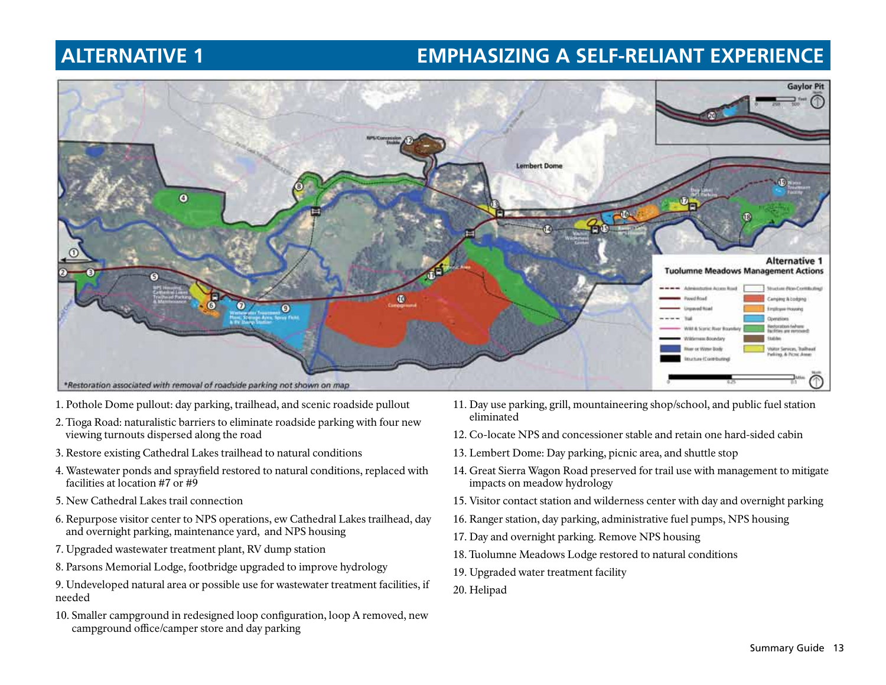# ALTERNATIVE 1 — EMPHASIZING A SELF-RELIANT EXPERIENCE

*Restoration associated with removal of roadside parking not shown on map

1. Pothole Dome pullout: day parking, trailhead, and scenic roadside pullout
2. Tioga Road: naturalistic barriers to eliminate roadside parking with four new viewing turnouts dispersed along the road
3. Restore existing Cathedral Lakes trailhead to natural conditions
4. Wastewater ponds and sprayfield restored to natural conditions, replaced with facilities at location #7 or #9
5. New Cathedral Lakes trail connection
6. Repurpose visitor center to NPS operations, ew Cathedral Lakes trailhead, day and overnight parking, maintenance yard, and NPS housing
7. Upgraded wastewater treatment plant, RV dump station
8. Parsons Memorial Lodge, footbridge upgraded to improve hydrology
9. Undeveloped natural area or possible use for wastewater treatment facilities, if needed
10. Smaller campground in redesigned loop configuration, loop A removed, new campground office/camper store and day parking
11. Day use parking, grill, mountaineering shop/school, and public fuel station eliminated
12. Co-locate NPS and concessioner stable and retain one hard-sided cabin
13. Lembert Dome: Day parking, picnic area, and shuttle stop
14. Great Sierra Wagon Road preserved for trail use with management to mitigate impacts on meadow hydrology
15. Visitor contact station and wilderness center with day and overnight parking
16. Ranger station, day parking, administrative fuel pumps, NPS housing
17. Day and overnight parking. Remove NPS housing
18. Tuolumne Meadows Lodge restored to natural conditions
19. Upgraded water treatment facility
20. Helipad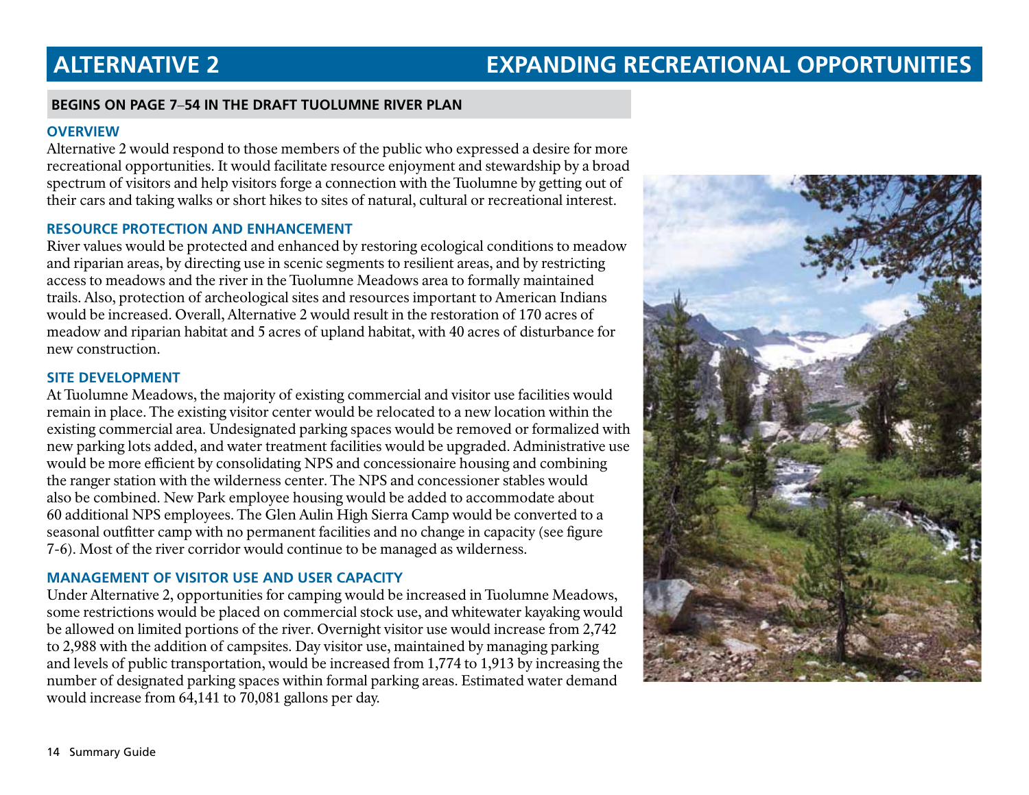# ALTERNATIVE 2 EXPANDING RECREATIONAL OPPORTUNITIES

**BEGINS ON PAGE 7–54 IN THE DRAFT TUOLUMNE RIVER PLAN**

### OVERVIEW

Alternative 2 would respond to those members of the public who expressed a desire for more recreational opportunities. It would facilitate resource enjoyment and stewardship by a broad spectrum of visitors and help visitors forge a connection with the Tuolumne by getting out of their cars and taking walks or short hikes to sites of natural, cultural or recreational interest.

### RESOURCE PROTECTION AND ENHANCEMENT

River values would be protected and enhanced by restoring ecological conditions to meadow and riparian areas, by directing use in scenic segments to resilient areas, and by restricting access to meadows and the river in the Tuolumne Meadows area to formally maintained trails. Also, protection of archeological sites and resources important to American Indians would be increased. Overall, Alternative 2 would result in the restoration of 170 acres of meadow and riparian habitat and 5 acres of upland habitat, with 40 acres of disturbance for new construction.

### SITE DEVELOPMENT

At Tuolumne Meadows, the majority of existing commercial and visitor use facilities would remain in place. The existing visitor center would be relocated to a new location within the existing commercial area. Undesignated parking spaces would be removed or formalized with new parking lots added, and water treatment facilities would be upgraded. Administrative use would be more efficient by consolidating NPS and concessionaire housing and combining the ranger station with the wilderness center. The NPS and concessioner stables would also be combined. New Park employee housing would be added to accommodate about 60 additional NPS employees. The Glen Aulin High Sierra Camp would be converted to a seasonal outfitter camp with no permanent facilities and no change in capacity (see figure 7-6). Most of the river corridor would continue to be managed as wilderness.

### MANAGEMENT OF VISITOR USE AND USER CAPACITY

Under Alternative 2, opportunities for camping would be increased in Tuolumne Meadows, some restrictions would be placed on commercial stock use, and whitewater kayaking would be allowed on limited portions of the river. Overnight visitor use would increase from 2,742 to 2,988 with the addition of campsites. Day visitor use, maintained by managing parking and levels of public transportation, would be increased from 1,774 to 1,913 by increasing the number of designated parking spaces within formal parking areas. Estimated water demand would increase from 64,141 to 70,081 gallons per day.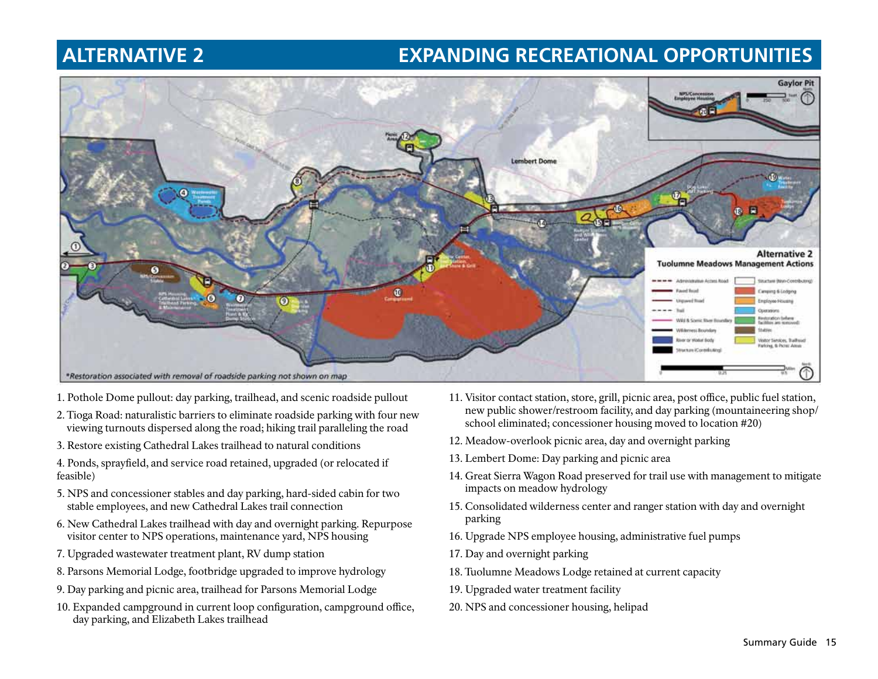# ALTERNATIVE 2 — EXPANDING RECREATIONAL OPPORTUNITIES

*Restoration associated with removal of roadside parking not shown on map

1. Pothole Dome pullout: day parking, trailhead, and scenic roadside pullout
2. Tioga Road: naturalistic barriers to eliminate roadside parking with four new viewing turnouts dispersed along the road; hiking trail paralleling the road
3. Restore existing Cathedral Lakes trailhead to natural conditions
4. Ponds, sprayfield, and service road retained, upgraded (or relocated if feasible)
5. NPS and concessioner stables and day parking, hard-sided cabin for two stable employees, and new Cathedral Lakes trail connection
6. New Cathedral Lakes trailhead with day and overnight parking. Repurpose visitor center to NPS operations, maintenance yard, NPS housing
7. Upgraded wastewater treatment plant, RV dump station
8. Parsons Memorial Lodge, footbridge upgraded to improve hydrology
9. Day parking and picnic area, trailhead for Parsons Memorial Lodge
10. Expanded campground in current loop configuration, campground office, day parking, and Elizabeth Lakes trailhead
11. Visitor contact station, store, grill, picnic area, post office, public fuel station, new public shower/restroom facility, and day parking (mountaineering shop/school eliminated; concessioner housing moved to location #20)
12. Meadow-overlook picnic area, day and overnight parking
13. Lembert Dome: Day parking and picnic area
14. Great Sierra Wagon Road preserved for trail use with management to mitigate impacts on meadow hydrology
15. Consolidated wilderness center and ranger station with day and overnight parking
16. Upgrade NPS employee housing, administrative fuel pumps
17. Day and overnight parking
18. Tuolumne Meadows Lodge retained at current capacity
19. Upgraded water treatment facility
20. NPS and concessioner housing, helipad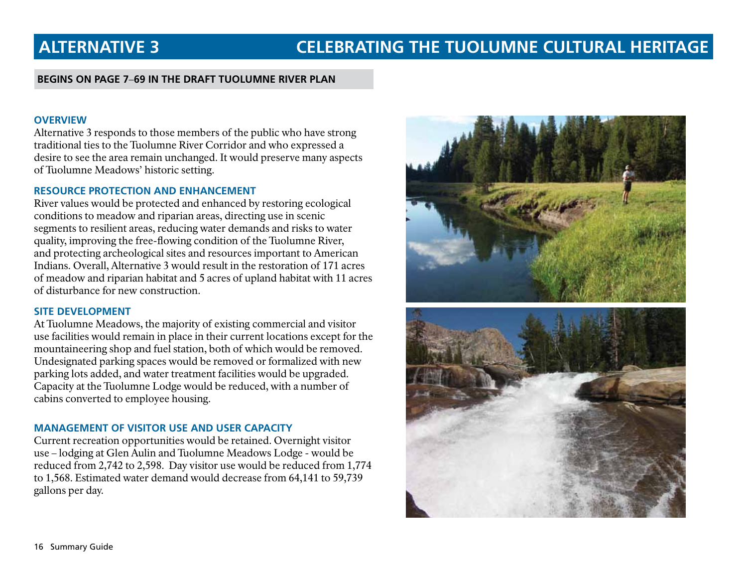# ALTERNATIVE 3 CELEBRATING THE TUOLUMNE CULTURAL HERITAGE

**BEGINS ON PAGE 7–69 IN THE DRAFT TUOLUMNE RIVER PLAN**

## OVERVIEW

Alternative 3 responds to those members of the public who have strong traditional ties to the Tuolumne River Corridor and who expressed a desire to see the area remain unchanged. It would preserve many aspects of Tuolumne Meadows' historic setting.

## RESOURCE PROTECTION AND ENHANCEMENT

River values would be protected and enhanced by restoring ecological conditions to meadow and riparian areas, directing use in scenic segments to resilient areas, reducing water demands and risks to water quality, improving the free-flowing condition of the Tuolumne River, and protecting archeological sites and resources important to American Indians. Overall, Alternative 3 would result in the restoration of 171 acres of meadow and riparian habitat and 5 acres of upland habitat with 11 acres of disturbance for new construction.

## SITE DEVELOPMENT

At Tuolumne Meadows, the majority of existing commercial and visitor use facilities would remain in place in their current locations except for the mountaineering shop and fuel station, both of which would be removed. Undesignated parking spaces would be removed or formalized with new parking lots added, and water treatment facilities would be upgraded. Capacity at the Tuolumne Lodge would be reduced, with a number of cabins converted to employee housing.

## MANAGEMENT OF VISITOR USE AND USER CAPACITY

Current recreation opportunities would be retained. Overnight visitor use – lodging at Glen Aulin and Tuolumne Meadows Lodge - would be reduced from 2,742 to 2,598. Day visitor use would be reduced from 1,774 to 1,568. Estimated water demand would decrease from 64,141 to 59,739 gallons per day.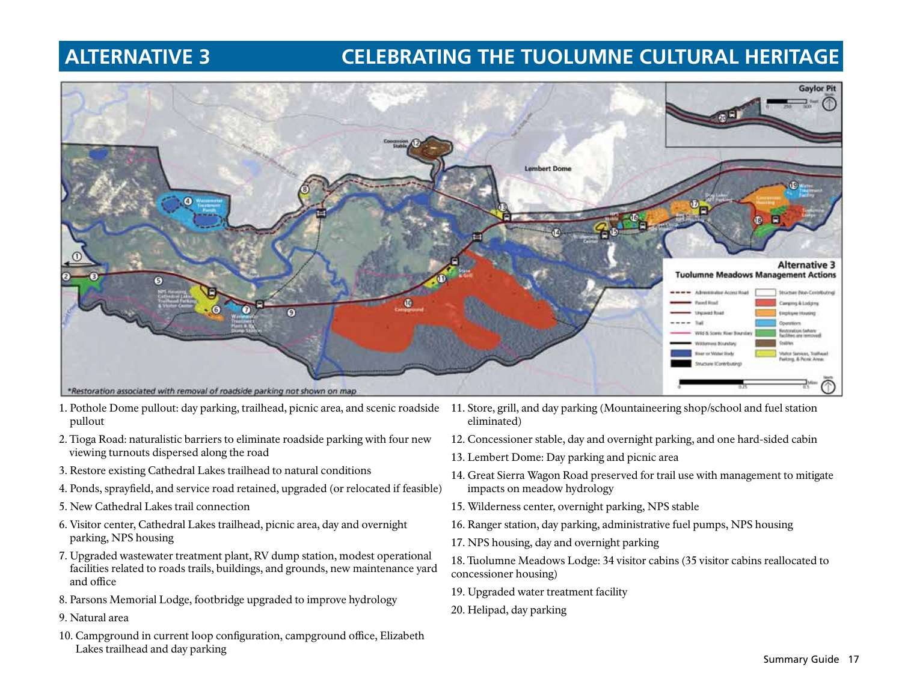# ALTERNATIVE 3 — CELEBRATING THE TUOLUMNE CULTURAL HERITAGE

*Restoration associated with removal of roadside parking not shown on map

1. Pothole Dome pullout: day parking, trailhead, picnic area, and scenic roadside pullout
2. Tioga Road: naturalistic barriers to eliminate roadside parking with four new viewing turnouts dispersed along the road
3. Restore existing Cathedral Lakes trailhead to natural conditions
4. Ponds, sprayfield, and service road retained, upgraded (or relocated if feasible)
5. New Cathedral Lakes trail connection
6. Visitor center, Cathedral Lakes trailhead, picnic area, day and overnight parking, NPS housing
7. Upgraded wastewater treatment plant, RV dump station, modest operational facilities related to roads trails, buildings, and grounds, new maintenance yard and office
8. Parsons Memorial Lodge, footbridge upgraded to improve hydrology
9. Natural area
10. Campground in current loop configuration, campground office, Elizabeth Lakes trailhead and day parking
11. Store, grill, and day parking (Mountaineering shop/school and fuel station eliminated)
12. Concessioner stable, day and overnight parking, and one hard-sided cabin
13. Lembert Dome: Day parking and picnic area
14. Great Sierra Wagon Road preserved for trail use with management to mitigate impacts on meadow hydrology
15. Wilderness center, overnight parking, NPS stable
16. Ranger station, day parking, administrative fuel pumps, NPS housing
17. NPS housing, day and overnight parking
18. Tuolumne Meadows Lodge: 34 visitor cabins (35 visitor cabins reallocated to concessioner housing)
19. Upgraded water treatment facility
20. Helipad, day parking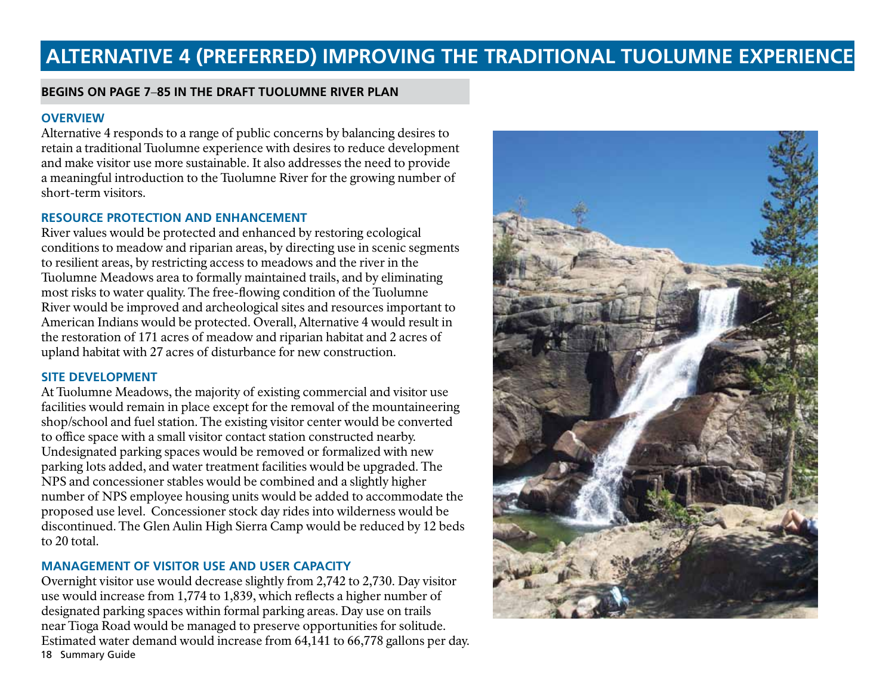# ALTERNATIVE 4 (PREFERRED) IMPROVING THE TRADITIONAL TUOLUMNE EXPERIENCE

**BEGINS ON PAGE 7–85 IN THE DRAFT TUOLUMNE RIVER PLAN**

### OVERVIEW

Alternative 4 responds to a range of public concerns by balancing desires to retain a traditional Tuolumne experience with desires to reduce development and make visitor use more sustainable. It also addresses the need to provide a meaningful introduction to the Tuolumne River for the growing number of short-term visitors.

### RESOURCE PROTECTION AND ENHANCEMENT

River values would be protected and enhanced by restoring ecological conditions to meadow and riparian areas, by directing use in scenic segments to resilient areas, by restricting access to meadows and the river in the Tuolumne Meadows area to formally maintained trails, and by eliminating most risks to water quality. The free-flowing condition of the Tuolumne River would be improved and archeological sites and resources important to American Indians would be protected. Overall, Alternative 4 would result in the restoration of 171 acres of meadow and riparian habitat and 2 acres of upland habitat with 27 acres of disturbance for new construction.

### SITE DEVELOPMENT

At Tuolumne Meadows, the majority of existing commercial and visitor use facilities would remain in place except for the removal of the mountaineering shop/school and fuel station. The existing visitor center would be converted to office space with a small visitor contact station constructed nearby. Undesignated parking spaces would be removed or formalized with new parking lots added, and water treatment facilities would be upgraded. The NPS and concessioner stables would be combined and a slightly higher number of NPS employee housing units would be added to accommodate the proposed use level. Concessioner stock day rides into wilderness would be discontinued. The Glen Aulin High Sierra Camp would be reduced by 12 beds to 20 total.

### MANAGEMENT OF VISITOR USE AND USER CAPACITY

Overnight visitor use would decrease slightly from 2,742 to 2,730. Day visitor use would increase from 1,774 to 1,839, which reflects a higher number of designated parking spaces within formal parking areas. Day use on trails near Tioga Road would be managed to preserve opportunities for solitude. Estimated water demand would increase from 64,141 to 66,778 gallons per day.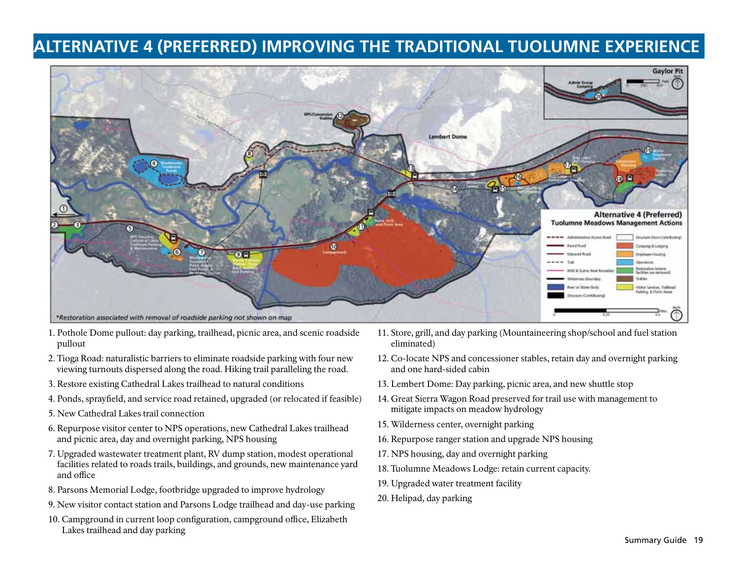# ALTERNATIVE 4 (PREFERRED) IMPROVING THE TRADITIONAL TUOLUMNE EXPERIENCE

*Restoration associated with removal of roadside parking not shown on map

1. Pothole Dome pullout: day parking, trailhead, picnic area, and scenic roadside pullout
2. Tioga Road: naturalistic barriers to eliminate roadside parking with four new viewing turnouts dispersed along the road. Hiking trail paralleling the road.
3. Restore existing Cathedral Lakes trailhead to natural conditions
4. Ponds, sprayfield, and service road retained, upgraded (or relocated if feasible)
5. New Cathedral Lakes trail connection
6. Repurpose visitor center to NPS operations, new Cathedral Lakes trailhead and picnic area, day and overnight parking, NPS housing
7. Upgraded wastewater treatment plant, RV dump station, modest operational facilities related to roads trails, buildings, and grounds, new maintenance yard and office
8. Parsons Memorial Lodge, footbridge upgraded to improve hydrology
9. New visitor contact station and Parsons Lodge trailhead and day-use parking
10. Campground in current loop configuration, campground office, Elizabeth Lakes trailhead and day parking
11. Store, grill, and day parking (Mountaineering shop/school and fuel station eliminated)
12. Co-locate NPS and concessioner stables, retain day and overnight parking and one hard-sided cabin
13. Lembert Dome: Day parking, picnic area, and new shuttle stop
14. Great Sierra Wagon Road preserved for trail use with management to mitigate impacts on meadow hydrology
15. Wilderness center, overnight parking
16. Repurpose ranger station and upgrade NPS housing
17. NPS housing, day and overnight parking
18. Tuolumne Meadows Lodge: retain current capacity.
19. Upgraded water treatment facility
20. Helipad, day parking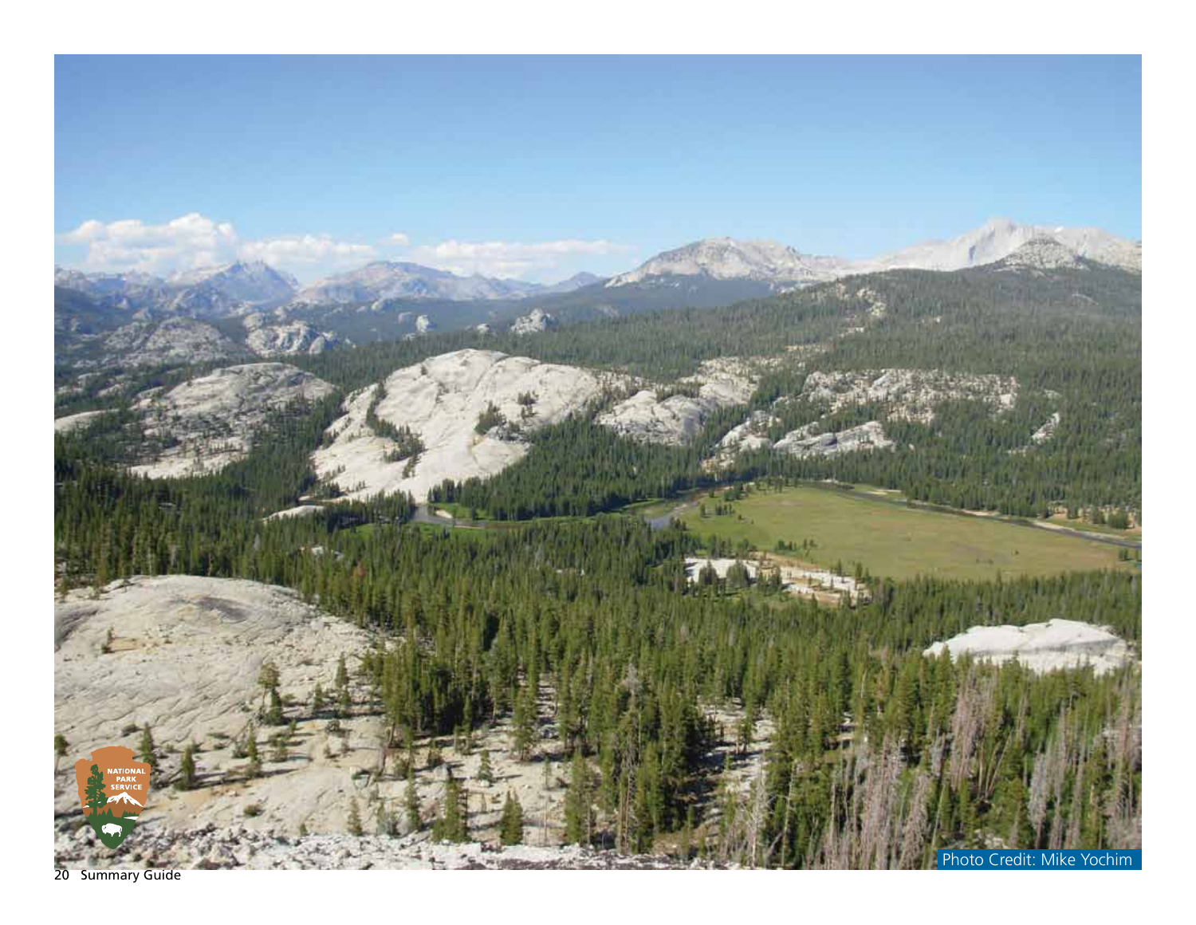Photo Credit: Mike Yochim